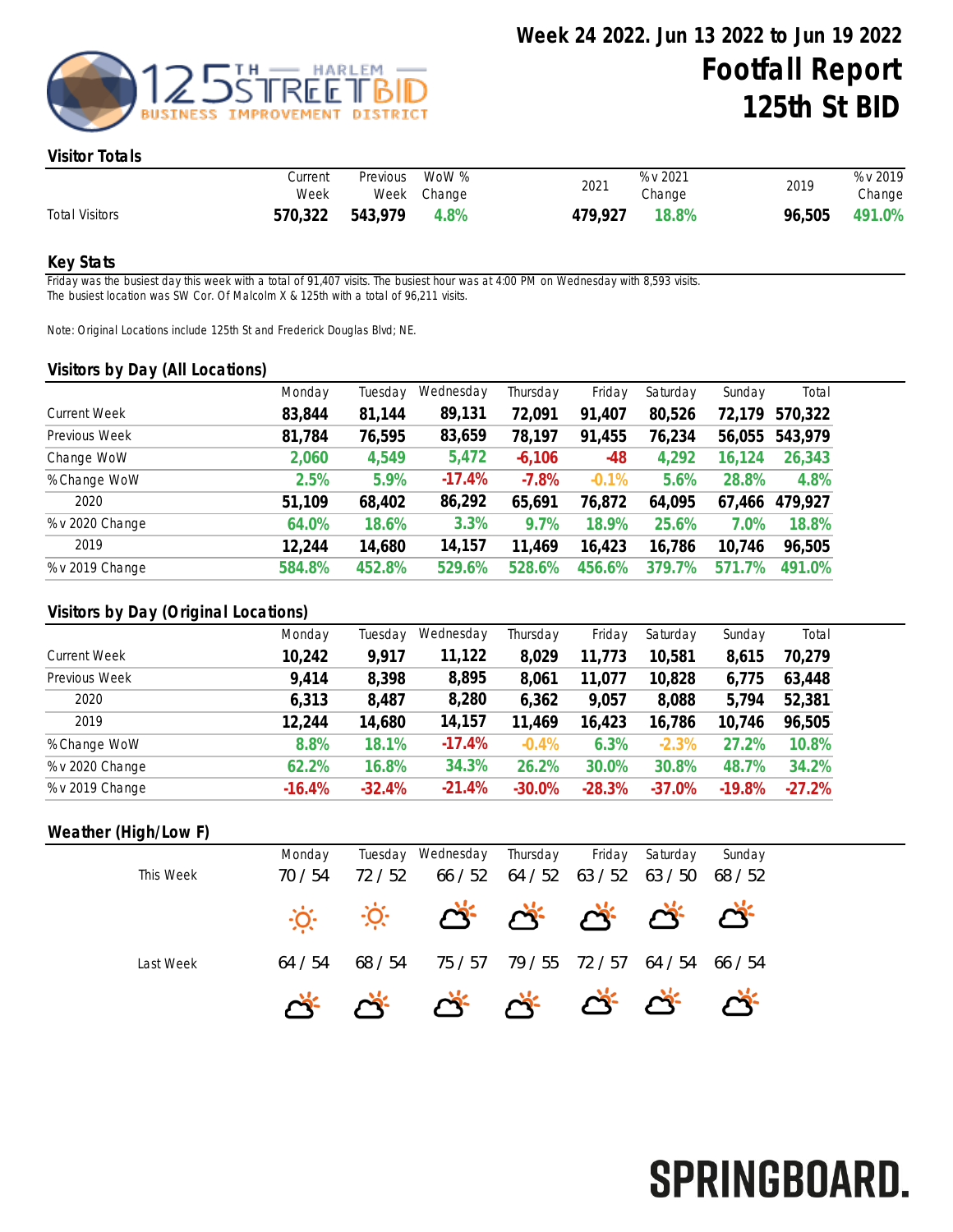# Week 24 2022. Jun 13 2022 to Jun 19 2022

# Footfall Report 125th St BID

## Visitor Totals

| | Current Week | Previous Week | WoW % Change | 2021 | % v 2021 Change | 2019 | % v 2019 Change |
|---|---|---|---|---|---|---|---|
| Total Visitors | **570,322** | **543,979** | **4.8%** | **479,927** | **18.8%** | **96,505** | **491.0%** |

## Key Stats

Friday was the busiest day this week with a total of 91,407 visits. The busiest hour was at 4:00 PM on Wednesday with 8,593 visits.
The busiest location was SW Cor. Of Malcolm X & 125th with a total of 96,211 visits.

Note: Original Locations include 125th St and Frederick Douglas Blvd; NE.

## Visitors by Day (All Locations)

| | Monday | Tuesday | Wednesday | Thursday | Friday | Saturday | Sunday | Total |
|---|---|---|---|---|---|---|---|---|
| Current Week | **83,844** | **81,144** | **89,131** | **72,091** | **91,407** | **80,526** | **72,179** | **570,322** |
| Previous Week | **81,784** | **76,595** | **83,659** | **78,197** | **91,455** | **76,234** | **56,055** | **543,979** |
| Change WoW | **2,060** | **4,549** | **5,472** | **-6,106** | **-48** | **4,292** | **16,124** | **26,343** |
| % Change WoW | **2.5%** | **5.9%** | **-17.4%** | **-7.8%** | **-0.1%** | **5.6%** | **28.8%** | **4.8%** |
| 2020 | **51,109** | **68,402** | **86,292** | **65,691** | **76,872** | **64,095** | **67,466** | **479,927** |
| % v 2020 Change | **64.0%** | **18.6%** | **3.3%** | **9.7%** | **18.9%** | **25.6%** | **7.0%** | **18.8%** |
| 2019 | **12,244** | **14,680** | **14,157** | **11,469** | **16,423** | **16,786** | **10,746** | **96,505** |
| % v 2019 Change | **584.8%** | **452.8%** | **529.6%** | **528.6%** | **456.6%** | **379.7%** | **571.7%** | **491.0%** |

## Visitors by Day (Original Locations)

| | Monday | Tuesday | Wednesday | Thursday | Friday | Saturday | Sunday | Total |
|---|---|---|---|---|---|---|---|---|
| Current Week | **10,242** | **9,917** | **11,122** | **8,029** | **11,773** | **10,581** | **8,615** | **70,279** |
| Previous Week | **9,414** | **8,398** | **8,895** | **8,061** | **11,077** | **10,828** | **6,775** | **63,448** |
| 2020 | **6,313** | **8,487** | **8,280** | **6,362** | **9,057** | **8,088** | **5,794** | **52,381** |
| 2019 | **12,244** | **14,680** | **14,157** | **11,469** | **16,423** | **16,786** | **10,746** | **96,505** |
| % Change WoW | **8.8%** | **18.1%** | **-17.4%** | **-0.4%** | **6.3%** | **-2.3%** | **27.2%** | **10.8%** |
| % v 2020 Change | **62.2%** | **16.8%** | **34.3%** | **26.2%** | **30.0%** | **30.8%** | **48.7%** | **34.2%** |
| % v 2019 Change | **-16.4%** | **-32.4%** | **-21.4%** | **-30.0%** | **-28.3%** | **-37.0%** | **-19.8%** | **-27.2%** |

## Weather (High/Low F)

| | Monday | Tuesday | Wednesday | Thursday | Friday | Saturday | Sunday |
|---|---|---|---|---|---|---|---|
| This Week | 70 / 54 | 72 / 52 | 66 / 52 | 64 / 52 | 63 / 52 | 63 / 50 | 68 / 52 |
| Last Week | 64 / 54 | 68 / 54 | 75 / 57 | 79 / 55 | 72 / 57 | 64 / 54 | 66 / 54 |

SPRINGBOARD.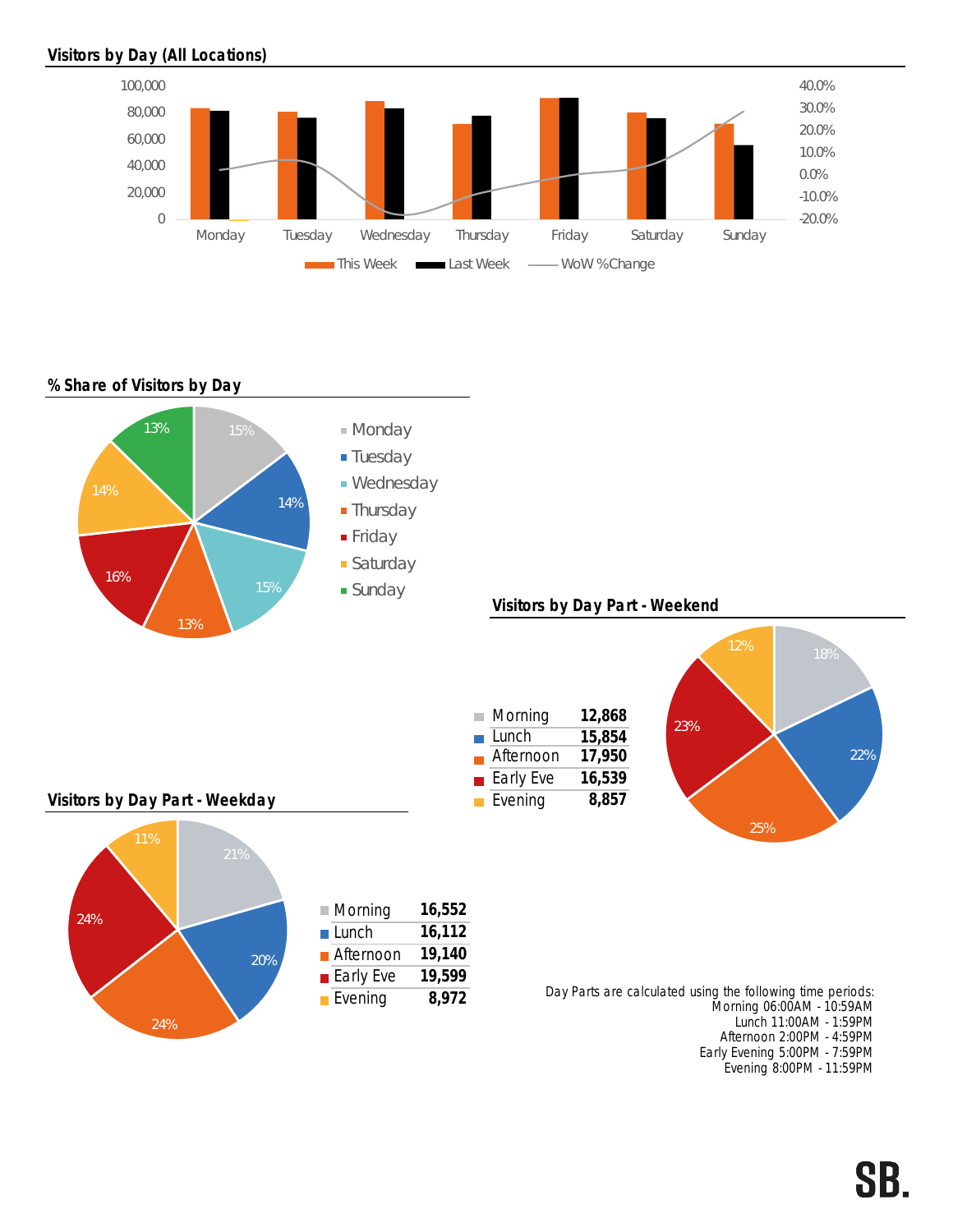## Visitors by Day (All Locations)

## % Share of Visitors by Day

## Visitors by Day Part - Weekend

| | |
|---|---|
| Morning | **12,868** |
| Lunch | **15,854** |
| Afternoon | **17,950** |
| Early Eve | **16,539** |
| Evening | **8,857** |

## Visitors by Day Part - Weekday

| | |
|---|---|
| Morning | **16,552** |
| Lunch | **16,112** |
| Afternoon | **19,140** |
| Early Eve | **19,599** |
| Evening | **8,972** |

Day Parts are calculated using the following time periods:
Morning 06:00AM - 10:59AM
Lunch 11:00AM - 1:59PM
Afternoon 2:00PM - 4:59PM
Early Evening 5:00PM - 7:59PM
Evening 8:00PM - 11:59PM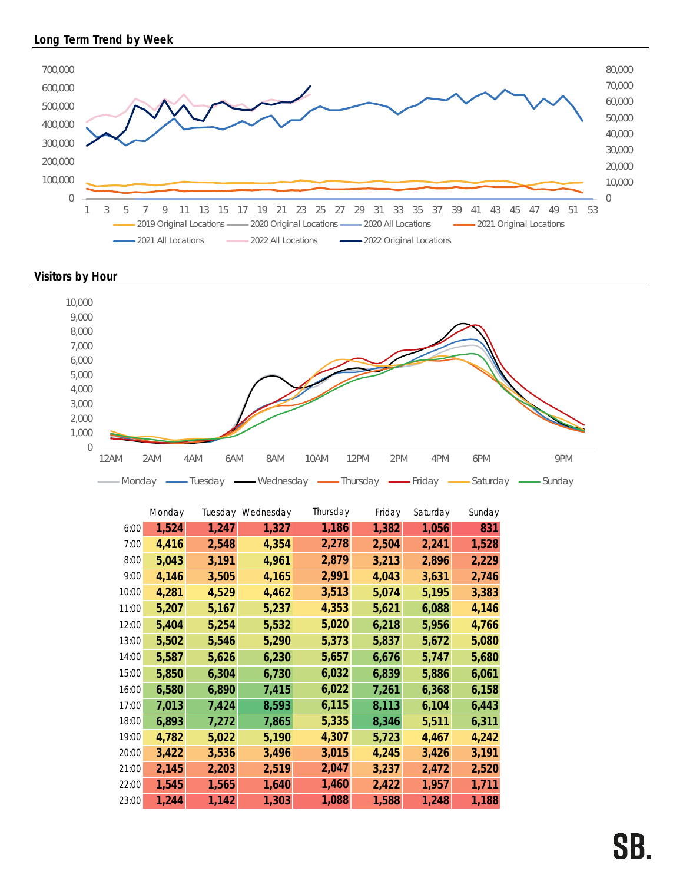## Long Term Trend by Week

## Visitors by Hour

| | Monday | Tuesday | Wednesday | Thursday | Friday | Saturday | Sunday |
|---|---|---|---|---|---|---|---|
| 6:00 | 1,524 | 1,247 | 1,327 | 1,186 | 1,382 | 1,056 | 831 |
| 7:00 | 4,416 | 2,548 | 4,354 | 2,278 | 2,504 | 2,241 | 1,528 |
| 8:00 | 5,043 | 3,191 | 4,961 | 2,879 | 3,213 | 2,896 | 2,229 |
| 9:00 | 4,146 | 3,505 | 4,165 | 2,991 | 4,043 | 3,631 | 2,746 |
| 10:00 | 4,281 | 4,529 | 4,462 | 3,513 | 5,074 | 5,195 | 3,383 |
| 11:00 | 5,207 | 5,167 | 5,237 | 4,353 | 5,621 | 6,088 | 4,146 |
| 12:00 | 5,404 | 5,254 | 5,532 | 5,020 | 6,218 | 5,956 | 4,766 |
| 13:00 | 5,502 | 5,546 | 5,290 | 5,373 | 5,837 | 5,672 | 5,080 |
| 14:00 | 5,587 | 5,626 | 6,230 | 5,657 | 6,676 | 5,747 | 5,680 |
| 15:00 | 5,850 | 6,304 | 6,730 | 6,032 | 6,839 | 5,886 | 6,061 |
| 16:00 | 6,580 | 6,890 | 7,415 | 6,022 | 7,261 | 6,368 | 6,158 |
| 17:00 | 7,013 | 7,424 | 8,593 | 6,115 | 8,113 | 6,104 | 6,443 |
| 18:00 | 6,893 | 7,272 | 7,865 | 5,335 | 8,346 | 5,511 | 6,311 |
| 19:00 | 4,782 | 5,022 | 5,190 | 4,307 | 5,723 | 4,467 | 4,242 |
| 20:00 | 3,422 | 3,536 | 3,496 | 3,015 | 4,245 | 3,426 | 3,191 |
| 21:00 | 2,145 | 2,203 | 2,519 | 2,047 | 3,237 | 2,472 | 2,520 |
| 22:00 | 1,545 | 1,565 | 1,640 | 1,460 | 2,422 | 1,957 | 1,711 |
| 23:00 | 1,244 | 1,142 | 1,303 | 1,088 | 1,588 | 1,248 | 1,188 |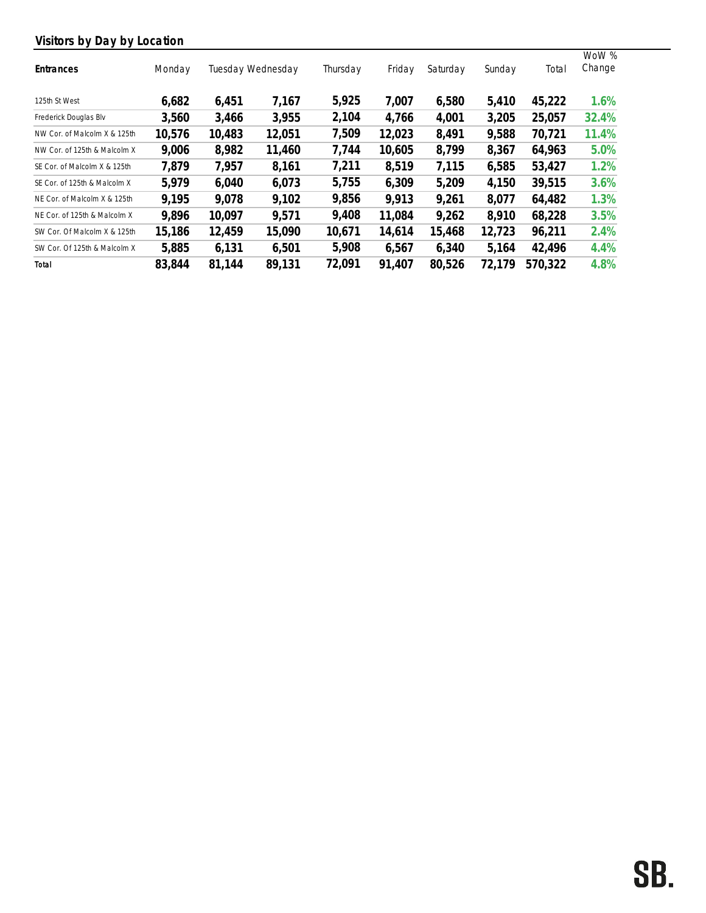**Visitors by Day by Location**

| Entrances | Monday | Tuesday | Wednesday | Thursday | Friday | Saturday | Sunday | Total | WoW % Change |
|---|---|---|---|---|---|---|---|---|---|
| 125th St West | 6,682 | 6,451 | 7,167 | 5,925 | 7,007 | 6,580 | 5,410 | 45,222 | 1.6% |
| Frederick Douglas Blv | 3,560 | 3,466 | 3,955 | 2,104 | 4,766 | 4,001 | 3,205 | 25,057 | 32.4% |
| NW Cor. of Malcolm X & 125th | 10,576 | 10,483 | 12,051 | 7,509 | 12,023 | 8,491 | 9,588 | 70,721 | 11.4% |
| NW Cor. of 125th & Malcolm X | 9,006 | 8,982 | 11,460 | 7,744 | 10,605 | 8,799 | 8,367 | 64,963 | 5.0% |
| SE Cor. of Malcolm X & 125th | 7,879 | 7,957 | 8,161 | 7,211 | 8,519 | 7,115 | 6,585 | 53,427 | 1.2% |
| SE Cor. of 125th & Malcolm X | 5,979 | 6,040 | 6,073 | 5,755 | 6,309 | 5,209 | 4,150 | 39,515 | 3.6% |
| NE Cor. of Malcolm X & 125th | 9,195 | 9,078 | 9,102 | 9,856 | 9,913 | 9,261 | 8,077 | 64,482 | 1.3% |
| NE Cor. of 125th & Malcolm X | 9,896 | 10,097 | 9,571 | 9,408 | 11,084 | 9,262 | 8,910 | 68,228 | 3.5% |
| SW Cor. Of Malcolm X & 125th | 15,186 | 12,459 | 15,090 | 10,671 | 14,614 | 15,468 | 12,723 | 96,211 | 2.4% |
| SW Cor. Of 125th & Malcolm X | 5,885 | 6,131 | 6,501 | 5,908 | 6,567 | 6,340 | 5,164 | 42,496 | 4.4% |
| Total | 83,844 | 81,144 | 89,131 | 72,091 | 91,407 | 80,526 | 72,179 | 570,322 | 4.8% |

SB.